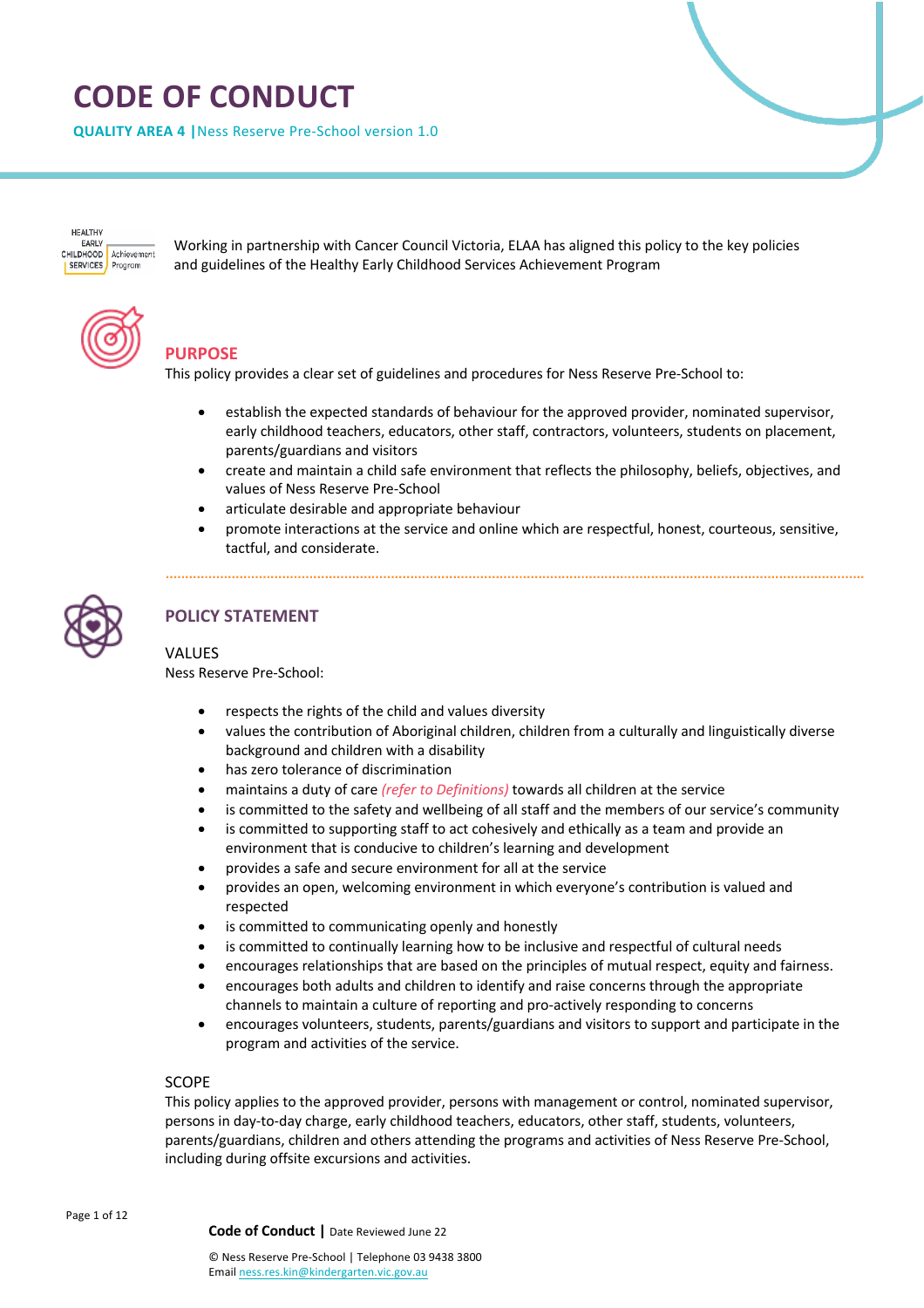# CODE OF CONDUCT

**QUALITY AREA 4 |** Ness Reserve Pre-School version 1.0

Working in partnership with Cancer Council Victoria, ELAA has aligned this policy to the key policies and guidelines of the Healthy Early Childhood Services Achievement Program

## PURPOSE

This policy provides a clear set of guidelines and procedures for Ness Reserve Pre-School to:

- establish the expected standards of behaviour for the approved provider, nominated supervisor, early childhood teachers, educators, other staff, contractors, volunteers, students on placement, parents/guardians and visitors
- create and maintain a child safe environment that reflects the philosophy, beliefs, objectives, and values of Ness Reserve Pre-School
- articulate desirable and appropriate behaviour
- promote interactions at the service and online which are respectful, honest, courteous, sensitive, tactful, and considerate.

## POLICY STATEMENT

### VALUES

Ness Reserve Pre-School:

- respects the rights of the child and values diversity
- values the contribution of Aboriginal children, children from a culturally and linguistically diverse background and children with a disability
- has zero tolerance of discrimination
- maintains a duty of care *(refer to Definitions)* towards all children at the service
- is committed to the safety and wellbeing of all staff and the members of our service's community
- is committed to supporting staff to act cohesively and ethically as a team and provide an environment that is conducive to children's learning and development
- provides a safe and secure environment for all at the service
- provides an open, welcoming environment in which everyone's contribution is valued and respected
- is committed to communicating openly and honestly
- is committed to continually learning how to be inclusive and respectful of cultural needs
- encourages relationships that are based on the principles of mutual respect, equity and fairness.
- encourages both adults and children to identify and raise concerns through the appropriate channels to maintain a culture of reporting and pro-actively responding to concerns
- encourages volunteers, students, parents/guardians and visitors to support and participate in the program and activities of the service.

### SCOPE

This policy applies to the approved provider, persons with management or control, nominated supervisor, persons in day-to-day charge, early childhood teachers, educators, other staff, students, volunteers, parents/guardians, children and others attending the programs and activities of Ness Reserve Pre-School, including during offsite excursions and activities.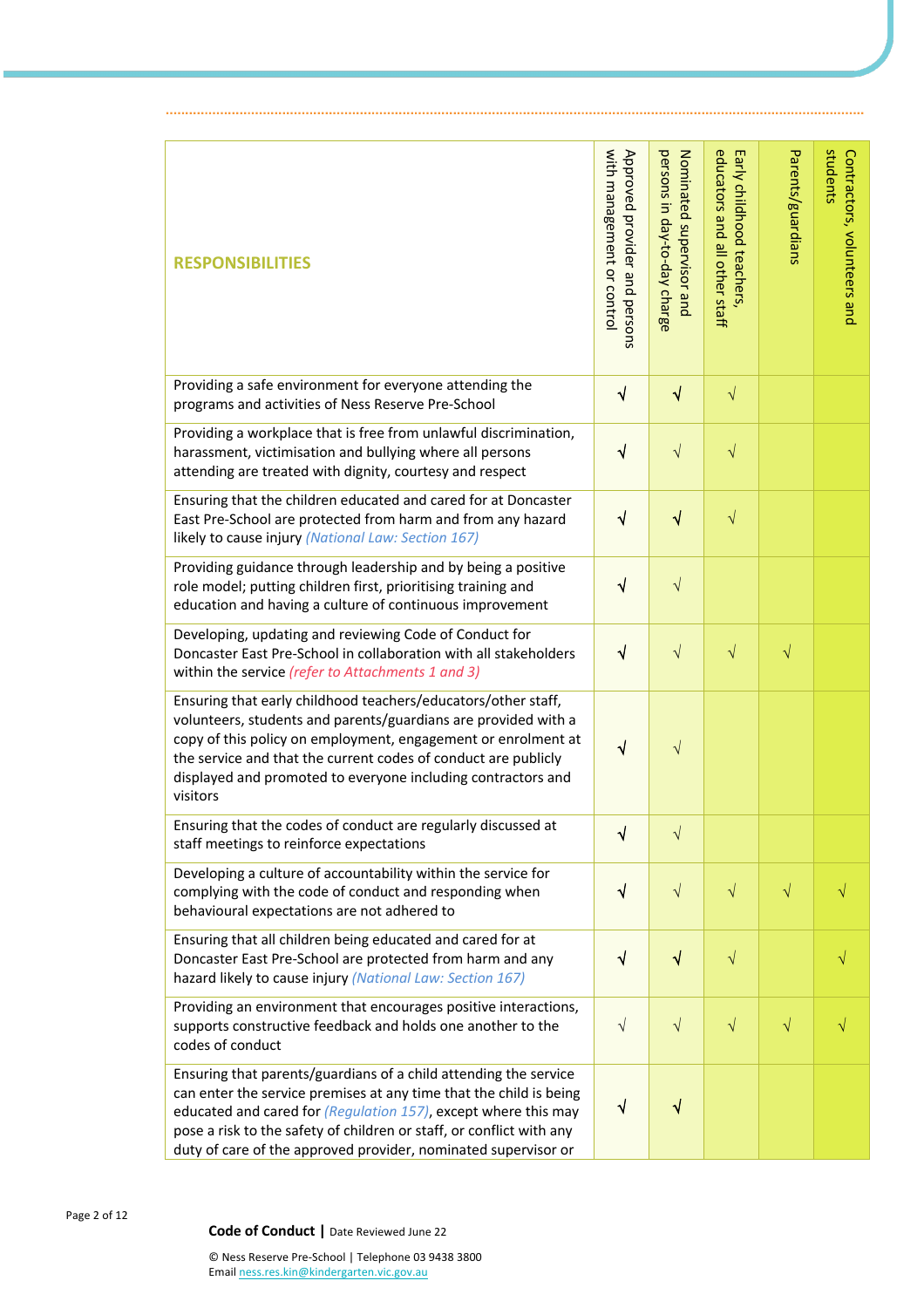| RESPONSIBILITIES | Approved provider and persons with management or control | Nominated supervisor and persons in day-to-day charge | Early childhood teachers, educators and all other staff | Parents/guardians | Contractors, volunteers and students |
|---|---|---|---|---|---|
| Providing a safe environment for everyone attending the programs and activities of Ness Reserve Pre-School | √ | √ | √ | | |
| Providing a workplace that is free from unlawful discrimination, harassment, victimisation and bullying where all persons attending are treated with dignity, courtesy and respect | √ | √ | √ | | |
| Ensuring that the children educated and cared for at Doncaster East Pre-School are protected from harm and from any hazard likely to cause injury *(National Law: Section 167)* | √ | √ | √ | | |
| Providing guidance through leadership and by being a positive role model; putting children first, prioritising training and education and having a culture of continuous improvement | √ | √ | | | |
| Developing, updating and reviewing Code of Conduct for Doncaster East Pre-School in collaboration with all stakeholders within the service *(refer to Attachments 1 and 3)* | √ | √ | √ | √ | |
| Ensuring that early childhood teachers/educators/other staff, volunteers, students and parents/guardians are provided with a copy of this policy on employment, engagement or enrolment at the service and that the current codes of conduct are publicly displayed and promoted to everyone including contractors and visitors | √ | √ | | | |
| Ensuring that the codes of conduct are regularly discussed at staff meetings to reinforce expectations | √ | √ | | | |
| Developing a culture of accountability within the service for complying with the code of conduct and responding when behavioural expectations are not adhered to | √ | √ | √ | √ | √ |
| Ensuring that all children being educated and cared for at Doncaster East Pre-School are protected from harm and any hazard likely to cause injury *(National Law: Section 167)* | √ | √ | √ | | √ |
| Providing an environment that encourages positive interactions, supports constructive feedback and holds one another to the codes of conduct | √ | √ | √ | √ | √ |
| Ensuring that parents/guardians of a child attending the service can enter the service premises at any time that the child is being educated and cared for *(Regulation 157)*, except where this may pose a risk to the safety of children or staff, or conflict with any duty of care of the approved provider, nominated supervisor or | √ | √ | | | |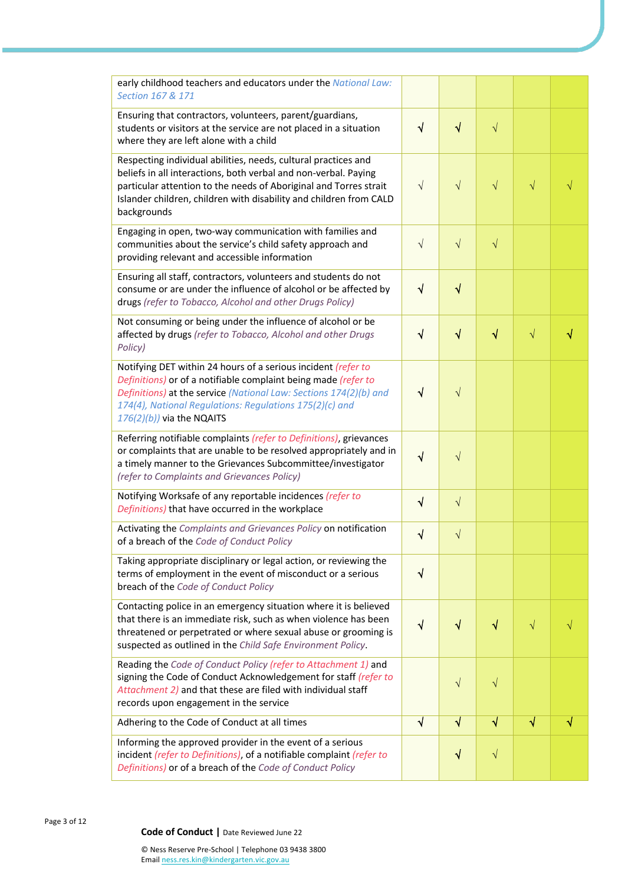| | | | | | |
|---|---|---|---|---|---|
| early childhood teachers and educators under the *National Law: Section 167 & 171* | | | | | |
| Ensuring that contractors, volunteers, parent/guardians, students or visitors at the service are not placed in a situation where they are left alone with a child | √ | √ | √ | | |
| Respecting individual abilities, needs, cultural practices and beliefs in all interactions, both verbal and non-verbal. Paying particular attention to the needs of Aboriginal and Torres strait Islander children, children with disability and children from CALD backgrounds | √ | √ | √ | √ | √ |
| Engaging in open, two-way communication with families and communities about the service's child safety approach and providing relevant and accessible information | √ | √ | √ | | |
| Ensuring all staff, contractors, volunteers and students do not consume or are under the influence of alcohol or be affected by drugs *(refer to Tobacco, Alcohol and other Drugs Policy)* | √ | √ | | | |
| Not consuming or being under the influence of alcohol or be affected by drugs *(refer to Tobacco, Alcohol and other Drugs Policy)* | √ | √ | √ | √ | √ |
| Notifying DET within 24 hours of a serious incident *(refer to Definitions)* or of a notifiable complaint being made *(refer to Definitions)* at the service *(National Law: Sections 174(2)(b) and 174(4), National Regulations: Regulations 175(2)(c) and 176(2)(b))* via the NQAITS | √ | √ | | | |
| Referring notifiable complaints *(refer to Definitions)*, grievances or complaints that are unable to be resolved appropriately and in a timely manner to the Grievances Subcommittee/investigator *(refer to Complaints and Grievances Policy)* | √ | √ | | | |
| Notifying Worksafe of any reportable incidences *(refer to Definitions)* that have occurred in the workplace | √ | √ | | | |
| Activating the *Complaints and Grievances Policy* on notification of a breach of the *Code of Conduct Policy* | √ | √ | | | |
| Taking appropriate disciplinary or legal action, or reviewing the terms of employment in the event of misconduct or a serious breach of the *Code of Conduct Policy* | √ | | | | |
| Contacting police in an emergency situation where it is believed that there is an immediate risk, such as when violence has been threatened or perpetrated or where sexual abuse or grooming is suspected as outlined in the *Child Safe Environment Policy*. | √ | √ | √ | √ | √ |
| Reading the *Code of Conduct Policy (refer to Attachment 1)* and signing the Code of Conduct Acknowledgement for staff *(refer to Attachment 2)* and that these are filed with individual staff records upon engagement in the service | | √ | √ | | |
| Adhering to the Code of Conduct at all times | √ | √ | √ | √ | √ |
| Informing the approved provider in the event of a serious incident *(refer to Definitions)*, of a notifiable complaint *(refer to Definitions)* or of a breach of the *Code of Conduct Policy* | | √ | √ | | |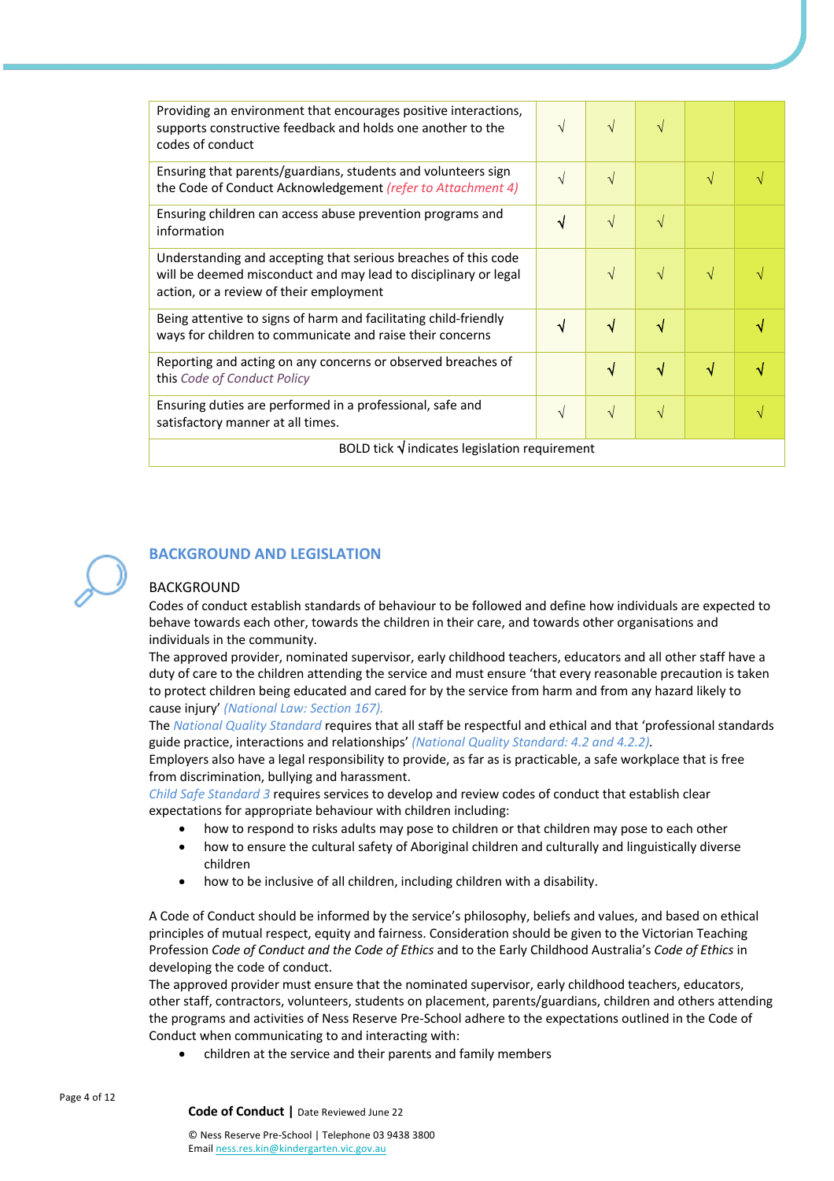| | | | | | |
|---|---|---|---|---|---|
| Providing an environment that encourages positive interactions, supports constructive feedback and holds one another to the codes of conduct | √ | √ | √ | | |
| Ensuring that parents/guardians, students and volunteers sign the Code of Conduct Acknowledgement *(refer to Attachment 4)* | √ | √ | | √ | √ |
| Ensuring children can access abuse prevention programs and information | **√** | √ | √ | | |
| Understanding and accepting that serious breaches of this code will be deemed misconduct and may lead to disciplinary or legal action, or a review of their employment | | √ | √ | √ | √ |
| Being attentive to signs of harm and facilitating child-friendly ways for children to communicate and raise their concerns | **√** | **√** | **√** | | **√** |
| Reporting and acting on any concerns or observed breaches of this *Code of Conduct Policy* | | **√** | **√** | **√** | **√** |
| Ensuring duties are performed in a professional, safe and satisfactory manner at all times. | √ | √ | √ | | √ |
| BOLD tick **√** indicates legislation requirement | | | | | |

## BACKGROUND AND LEGISLATION

### BACKGROUND

Codes of conduct establish standards of behaviour to be followed and define how individuals are expected to behave towards each other, towards the children in their care, and towards other organisations and individuals in the community.

The approved provider, nominated supervisor, early childhood teachers, educators and all other staff have a duty of care to the children attending the service and must ensure 'that every reasonable precaution is taken to protect children being educated and cared for by the service from harm and from any hazard likely to cause injury' *(National Law: Section 167).*

The *National Quality Standard* requires that all staff be respectful and ethical and that 'professional standards guide practice, interactions and relationships' *(National Quality Standard: 4.2 and 4.2.2)*.

Employers also have a legal responsibility to provide, as far as is practicable, a safe workplace that is free from discrimination, bullying and harassment.

*Child Safe Standard 3* requires services to develop and review codes of conduct that establish clear expectations for appropriate behaviour with children including:

- how to respond to risks adults may pose to children or that children may pose to each other
- how to ensure the cultural safety of Aboriginal children and culturally and linguistically diverse children
- how to be inclusive of all children, including children with a disability.

A Code of Conduct should be informed by the service's philosophy, beliefs and values, and based on ethical principles of mutual respect, equity and fairness. Consideration should be given to the Victorian Teaching Profession *Code of Conduct and the Code of Ethics* and to the Early Childhood Australia's *Code of Ethics* in developing the code of conduct.

The approved provider must ensure that the nominated supervisor, early childhood teachers, educators, other staff, contractors, volunteers, students on placement, parents/guardians, children and others attending the programs and activities of Ness Reserve Pre-School adhere to the expectations outlined in the Code of Conduct when communicating to and interacting with:

- children at the service and their parents and family members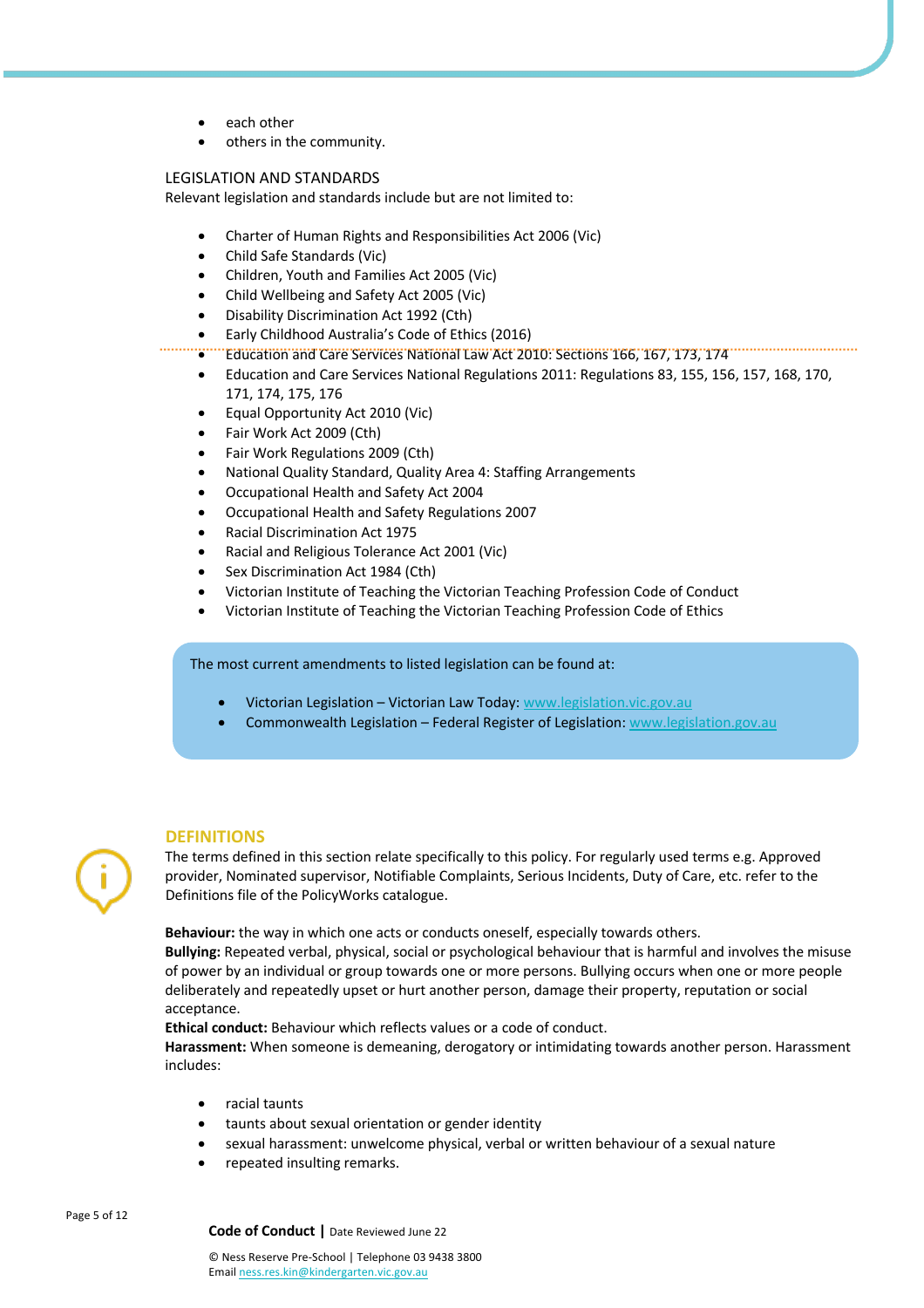- each other
- others in the community.

LEGISLATION AND STANDARDS

Relevant legislation and standards include but are not limited to:

- Charter of Human Rights and Responsibilities Act 2006 (Vic)
- Child Safe Standards (Vic)
- Children, Youth and Families Act 2005 (Vic)
- Child Wellbeing and Safety Act 2005 (Vic)
- Disability Discrimination Act 1992 (Cth)
- Early Childhood Australia's Code of Ethics (2016)
- Education and Care Services National Law Act 2010: Sections 166, 167, 173, 174
- Education and Care Services National Regulations 2011: Regulations 83, 155, 156, 157, 168, 170, 171, 174, 175, 176
- Equal Opportunity Act 2010 (Vic)
- Fair Work Act 2009 (Cth)
- Fair Work Regulations 2009 (Cth)
- National Quality Standard, Quality Area 4: Staffing Arrangements
- Occupational Health and Safety Act 2004
- Occupational Health and Safety Regulations 2007
- Racial Discrimination Act 1975
- Racial and Religious Tolerance Act 2001 (Vic)
- Sex Discrimination Act 1984 (Cth)
- Victorian Institute of Teaching the Victorian Teaching Profession Code of Conduct
- Victorian Institute of Teaching the Victorian Teaching Profession Code of Ethics

The most current amendments to listed legislation can be found at:

- Victorian Legislation – Victorian Law Today: www.legislation.vic.gov.au
- Commonwealth Legislation – Federal Register of Legislation: www.legislation.gov.au

## DEFINITIONS

The terms defined in this section relate specifically to this policy. For regularly used terms e.g. Approved provider, Nominated supervisor, Notifiable Complaints, Serious Incidents, Duty of Care, etc. refer to the Definitions file of the PolicyWorks catalogue.

**Behaviour:** the way in which one acts or conducts oneself, especially towards others.

**Bullying:** Repeated verbal, physical, social or psychological behaviour that is harmful and involves the misuse of power by an individual or group towards one or more persons. Bullying occurs when one or more people deliberately and repeatedly upset or hurt another person, damage their property, reputation or social acceptance.

**Ethical conduct:** Behaviour which reflects values or a code of conduct.

**Harassment:** When someone is demeaning, derogatory or intimidating towards another person. Harassment includes:

- racial taunts
- taunts about sexual orientation or gender identity
- sexual harassment: unwelcome physical, verbal or written behaviour of a sexual nature
- repeated insulting remarks.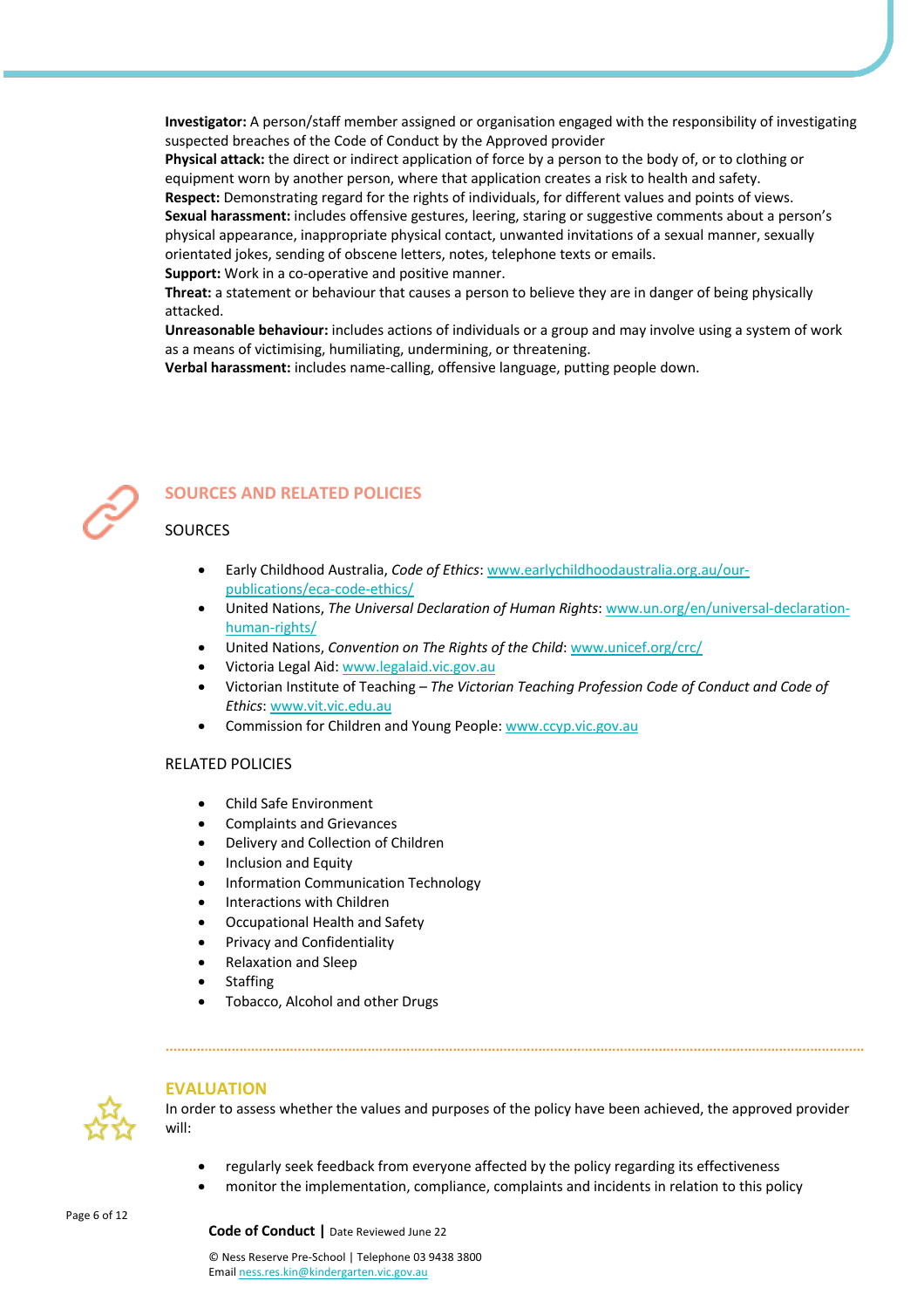**Investigator:** A person/staff member assigned or organisation engaged with the responsibility of investigating suspected breaches of the Code of Conduct by the Approved provider

**Physical attack:** the direct or indirect application of force by a person to the body of, or to clothing or equipment worn by another person, where that application creates a risk to health and safety.

**Respect:** Demonstrating regard for the rights of individuals, for different values and points of views.

**Sexual harassment:** includes offensive gestures, leering, staring or suggestive comments about a person's physical appearance, inappropriate physical contact, unwanted invitations of a sexual manner, sexually orientated jokes, sending of obscene letters, notes, telephone texts or emails.

**Support:** Work in a co-operative and positive manner.

**Threat:** a statement or behaviour that causes a person to believe they are in danger of being physically attacked.

**Unreasonable behaviour:** includes actions of individuals or a group and may involve using a system of work as a means of victimising, humiliating, undermining, or threatening.

**Verbal harassment:** includes name-calling, offensive language, putting people down.

## SOURCES AND RELATED POLICIES

### SOURCES

- Early Childhood Australia, *Code of Ethics*: www.earlychildhoodaustralia.org.au/our-publications/eca-code-ethics/
- United Nations, *The Universal Declaration of Human Rights*: www.un.org/en/universal-declaration-human-rights/
- United Nations, *Convention on The Rights of the Child*: www.unicef.org/crc/
- Victoria Legal Aid: www.legalaid.vic.gov.au
- Victorian Institute of Teaching – *The Victorian Teaching Profession Code of Conduct and Code of Ethics*: www.vit.vic.edu.au
- Commission for Children and Young People: www.ccyp.vic.gov.au

### RELATED POLICIES

- Child Safe Environment
- Complaints and Grievances
- Delivery and Collection of Children
- Inclusion and Equity
- Information Communication Technology
- Interactions with Children
- Occupational Health and Safety
- Privacy and Confidentiality
- Relaxation and Sleep
- Staffing
- Tobacco, Alcohol and other Drugs

## EVALUATION

In order to assess whether the values and purposes of the policy have been achieved, the approved provider will:

- regularly seek feedback from everyone affected by the policy regarding its effectiveness
- monitor the implementation, compliance, complaints and incidents in relation to this policy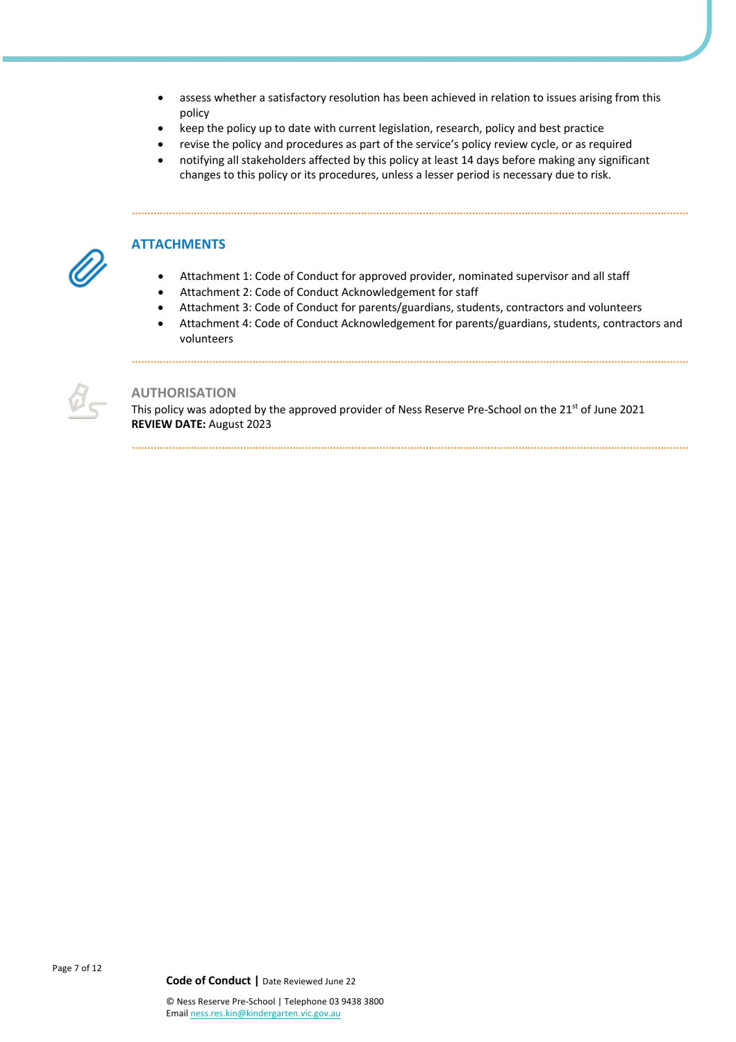- assess whether a satisfactory resolution has been achieved in relation to issues arising from this policy
- keep the policy up to date with current legislation, research, policy and best practice
- revise the policy and procedures as part of the service's policy review cycle, or as required
- notifying all stakeholders affected by this policy at least 14 days before making any significant changes to this policy or its procedures, unless a lesser period is necessary due to risk.

## ATTACHMENTS

- Attachment 1: Code of Conduct for approved provider, nominated supervisor and all staff
- Attachment 2: Code of Conduct Acknowledgement for staff
- Attachment 3: Code of Conduct for parents/guardians, students, contractors and volunteers
- Attachment 4: Code of Conduct Acknowledgement for parents/guardians, students, contractors and volunteers

## AUTHORISATION

This policy was adopted by the approved provider of Ness Reserve Pre-School on the 21st of June 2021
**REVIEW DATE:** August 2023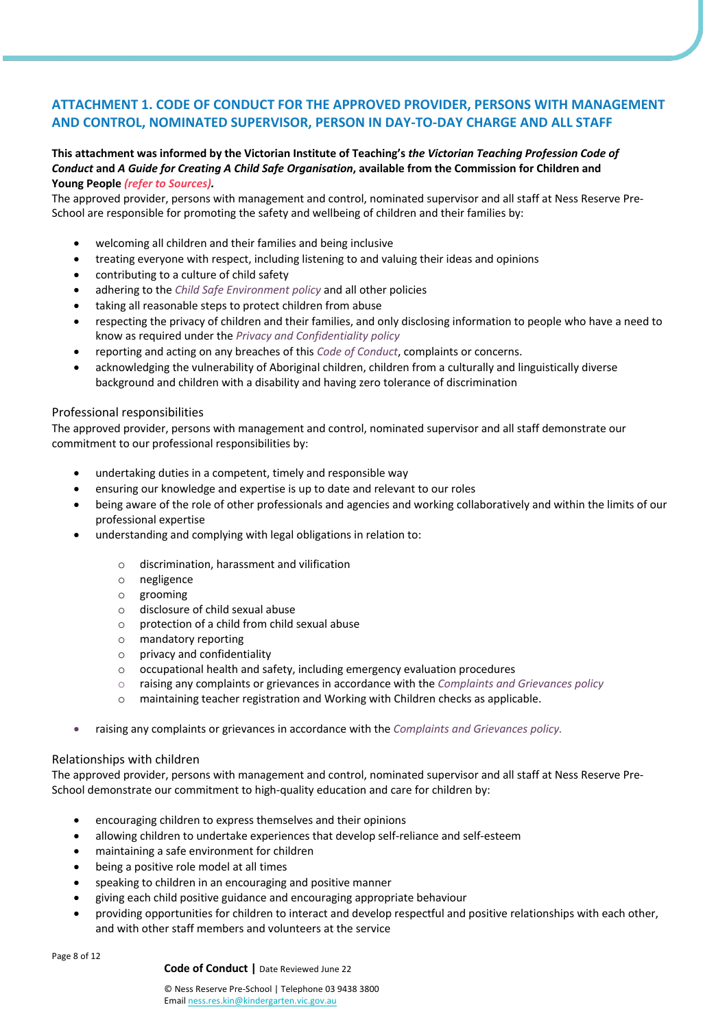## ATTACHMENT 1. CODE OF CONDUCT FOR THE APPROVED PROVIDER, PERSONS WITH MANAGEMENT AND CONTROL, NOMINATED SUPERVISOR, PERSON IN DAY-TO-DAY CHARGE AND ALL STAFF

**This attachment was informed by the Victorian Institute of Teaching's *the Victorian Teaching Profession Code of Conduct* and *A Guide for Creating A Child Safe Organisation*, available from the Commission for Children and Young People *(refer to Sources)*.**

The approved provider, persons with management and control, nominated supervisor and all staff at Ness Reserve Pre-School are responsible for promoting the safety and wellbeing of children and their families by:

- welcoming all children and their families and being inclusive
- treating everyone with respect, including listening to and valuing their ideas and opinions
- contributing to a culture of child safety
- adhering to the *Child Safe Environment policy* and all other policies
- taking all reasonable steps to protect children from abuse
- respecting the privacy of children and their families, and only disclosing information to people who have a need to know as required under the *Privacy and Confidentiality policy*
- reporting and acting on any breaches of this *Code of Conduct*, complaints or concerns.
- acknowledging the vulnerability of Aboriginal children, children from a culturally and linguistically diverse background and children with a disability and having zero tolerance of discrimination

### Professional responsibilities

The approved provider, persons with management and control, nominated supervisor and all staff demonstrate our commitment to our professional responsibilities by:

- undertaking duties in a competent, timely and responsible way
- ensuring our knowledge and expertise is up to date and relevant to our roles
- being aware of the role of other professionals and agencies and working collaboratively and within the limits of our professional expertise
- understanding and complying with legal obligations in relation to:
  - discrimination, harassment and vilification
  - negligence
  - grooming
  - disclosure of child sexual abuse
  - protection of a child from child sexual abuse
  - mandatory reporting
  - privacy and confidentiality
  - occupational health and safety, including emergency evaluation procedures
  - raising any complaints or grievances in accordance with the *Complaints and Grievances policy*
  - maintaining teacher registration and Working with Children checks as applicable.
- raising any complaints or grievances in accordance with the *Complaints and Grievances policy.*

### Relationships with children

The approved provider, persons with management and control, nominated supervisor and all staff at Ness Reserve Pre-School demonstrate our commitment to high-quality education and care for children by:

- encouraging children to express themselves and their opinions
- allowing children to undertake experiences that develop self-reliance and self-esteem
- maintaining a safe environment for children
- being a positive role model at all times
- speaking to children in an encouraging and positive manner
- giving each child positive guidance and encouraging appropriate behaviour
- providing opportunities for children to interact and develop respectful and positive relationships with each other, and with other staff members and volunteers at the service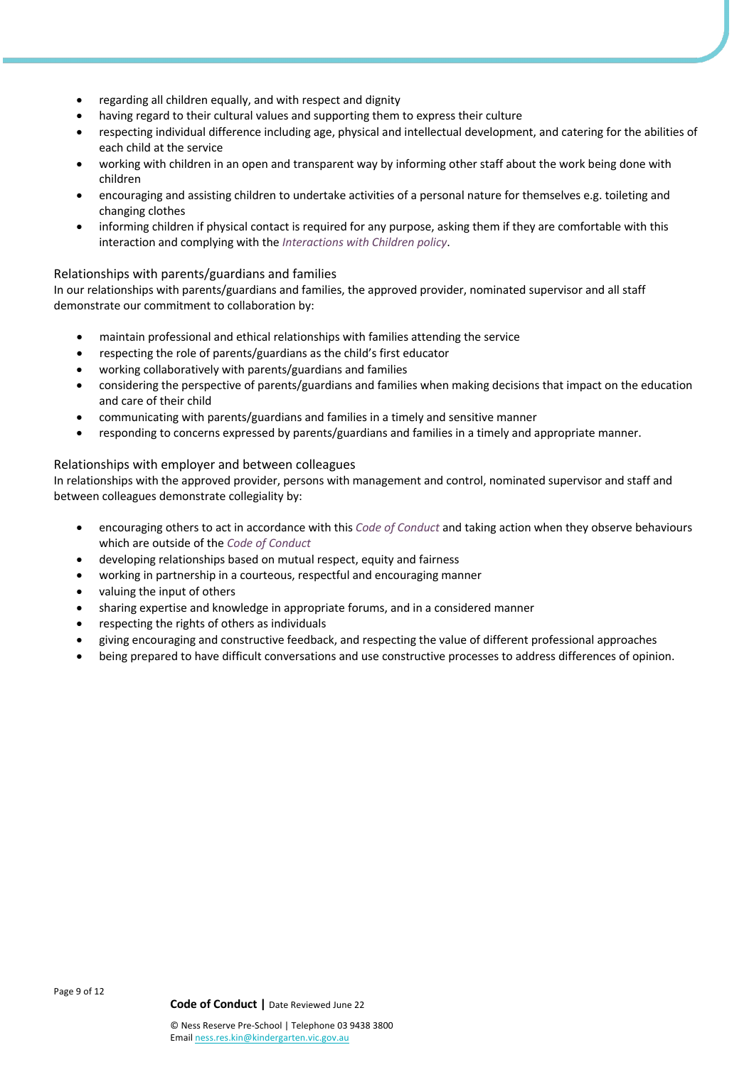- regarding all children equally, and with respect and dignity
- having regard to their cultural values and supporting them to express their culture
- respecting individual difference including age, physical and intellectual development, and catering for the abilities of each child at the service
- working with children in an open and transparent way by informing other staff about the work being done with children
- encouraging and assisting children to undertake activities of a personal nature for themselves e.g. toileting and changing clothes
- informing children if physical contact is required for any purpose, asking them if they are comfortable with this interaction and complying with the *Interactions with Children policy*.

### Relationships with parents/guardians and families

In our relationships with parents/guardians and families, the approved provider, nominated supervisor and all staff demonstrate our commitment to collaboration by:

- maintain professional and ethical relationships with families attending the service
- respecting the role of parents/guardians as the child's first educator
- working collaboratively with parents/guardians and families
- considering the perspective of parents/guardians and families when making decisions that impact on the education and care of their child
- communicating with parents/guardians and families in a timely and sensitive manner
- responding to concerns expressed by parents/guardians and families in a timely and appropriate manner.

### Relationships with employer and between colleagues

In relationships with the approved provider, persons with management and control, nominated supervisor and staff and between colleagues demonstrate collegiality by:

- encouraging others to act in accordance with this *Code of Conduct* and taking action when they observe behaviours which are outside of the *Code of Conduct*
- developing relationships based on mutual respect, equity and fairness
- working in partnership in a courteous, respectful and encouraging manner
- valuing the input of others
- sharing expertise and knowledge in appropriate forums, and in a considered manner
- respecting the rights of others as individuals
- giving encouraging and constructive feedback, and respecting the value of different professional approaches
- being prepared to have difficult conversations and use constructive processes to address differences of opinion.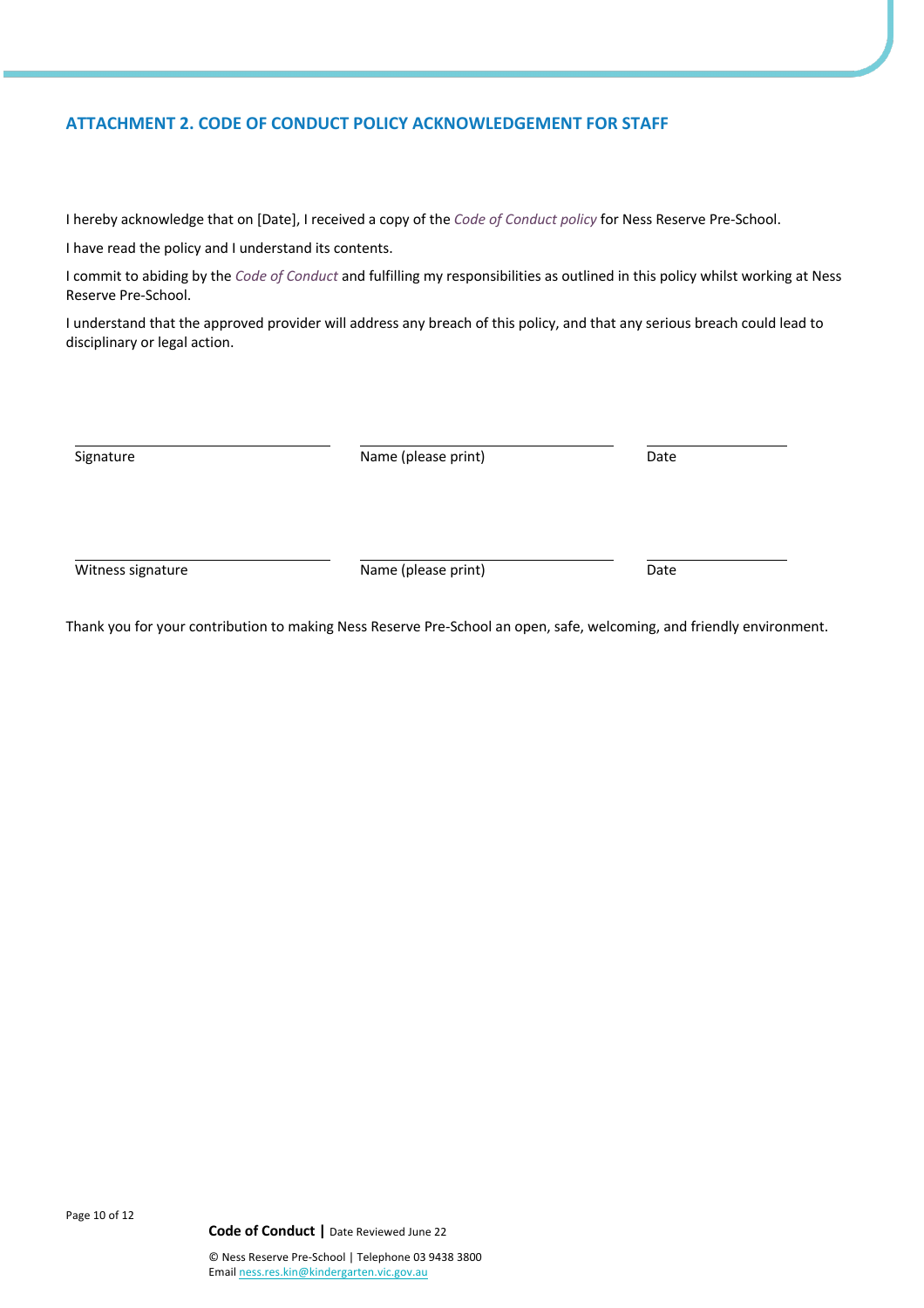## ATTACHMENT 2. CODE OF CONDUCT POLICY ACKNOWLEDGEMENT FOR STAFF

I hereby acknowledge that on [Date], I received a copy of the *Code of Conduct policy* for Ness Reserve Pre-School.

I have read the policy and I understand its contents.

I commit to abiding by the *Code of Conduct* and fulfilling my responsibilities as outlined in this policy whilst working at Ness Reserve Pre-School.

I understand that the approved provider will address any breach of this policy, and that any serious breach could lead to disciplinary or legal action.

| ______________________ | ______________________ | ____________ |
|---|---|---|
| Signature | Name (please print) | Date |

| ______________________ | ______________________ | ____________ |
|---|---|---|
| Witness signature | Name (please print) | Date |

Thank you for your contribution to making Ness Reserve Pre-School an open, safe, welcoming, and friendly environment.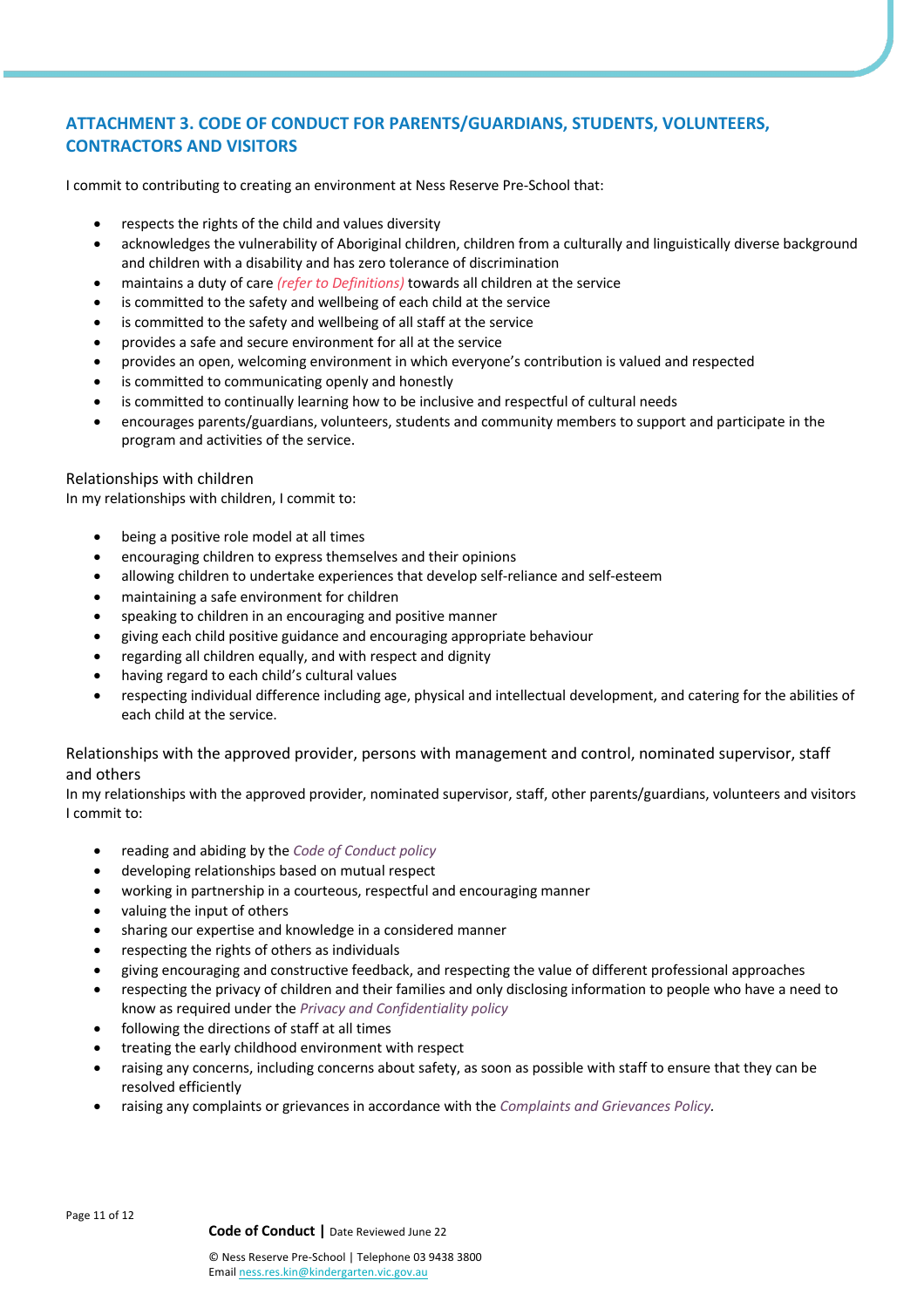## ATTACHMENT 3. CODE OF CONDUCT FOR PARENTS/GUARDIANS, STUDENTS, VOLUNTEERS, CONTRACTORS AND VISITORS

I commit to contributing to creating an environment at Ness Reserve Pre-School that:

- respects the rights of the child and values diversity
- acknowledges the vulnerability of Aboriginal children, children from a culturally and linguistically diverse background and children with a disability and has zero tolerance of discrimination
- maintains a duty of care *(refer to Definitions)* towards all children at the service
- is committed to the safety and wellbeing of each child at the service
- is committed to the safety and wellbeing of all staff at the service
- provides a safe and secure environment for all at the service
- provides an open, welcoming environment in which everyone's contribution is valued and respected
- is committed to communicating openly and honestly
- is committed to continually learning how to be inclusive and respectful of cultural needs
- encourages parents/guardians, volunteers, students and community members to support and participate in the program and activities of the service.

### Relationships with children

In my relationships with children, I commit to:

- being a positive role model at all times
- encouraging children to express themselves and their opinions
- allowing children to undertake experiences that develop self-reliance and self-esteem
- maintaining a safe environment for children
- speaking to children in an encouraging and positive manner
- giving each child positive guidance and encouraging appropriate behaviour
- regarding all children equally, and with respect and dignity
- having regard to each child's cultural values
- respecting individual difference including age, physical and intellectual development, and catering for the abilities of each child at the service.

### Relationships with the approved provider, persons with management and control, nominated supervisor, staff and others

In my relationships with the approved provider, nominated supervisor, staff, other parents/guardians, volunteers and visitors I commit to:

- reading and abiding by the *Code of Conduct policy*
- developing relationships based on mutual respect
- working in partnership in a courteous, respectful and encouraging manner
- valuing the input of others
- sharing our expertise and knowledge in a considered manner
- respecting the rights of others as individuals
- giving encouraging and constructive feedback, and respecting the value of different professional approaches
- respecting the privacy of children and their families and only disclosing information to people who have a need to know as required under the *Privacy and Confidentiality policy*
- following the directions of staff at all times
- treating the early childhood environment with respect
- raising any concerns, including concerns about safety, as soon as possible with staff to ensure that they can be resolved efficiently
- raising any complaints or grievances in accordance with the *Complaints and Grievances Policy*.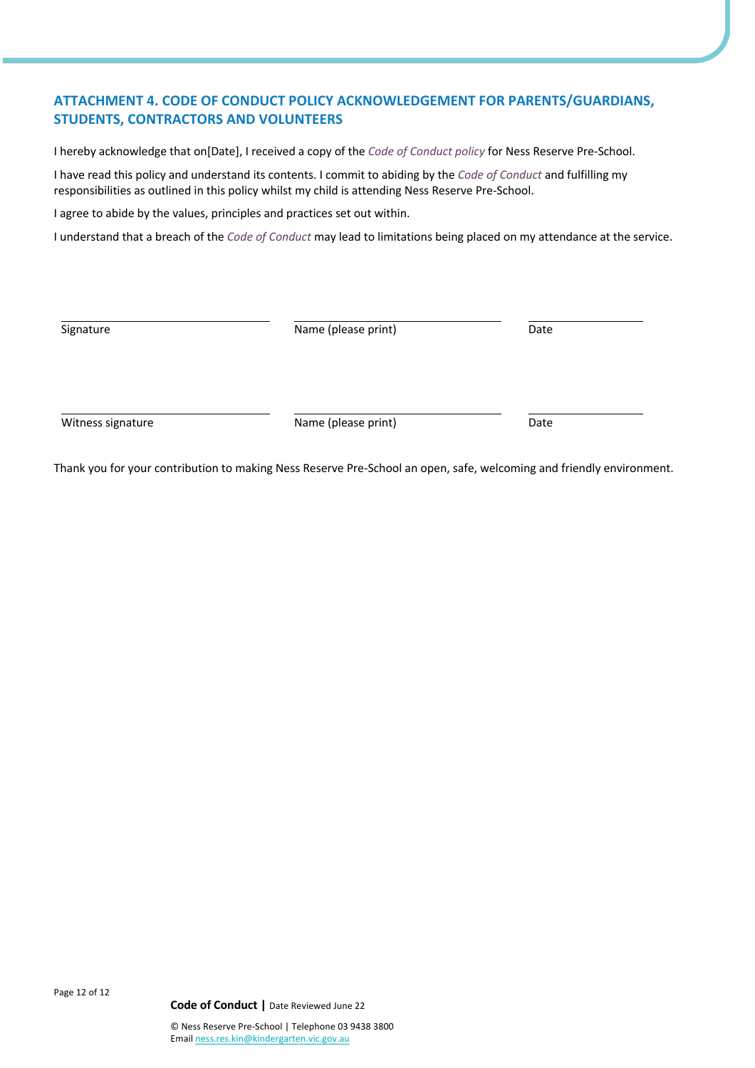## ATTACHMENT 4. CODE OF CONDUCT POLICY ACKNOWLEDGEMENT FOR PARENTS/GUARDIANS, STUDENTS, CONTRACTORS AND VOLUNTEERS

I hereby acknowledge that on[Date], I received a copy of the *Code of Conduct policy* for Ness Reserve Pre-School.

I have read this policy and understand its contents. I commit to abiding by the *Code of Conduct* and fulfilling my responsibilities as outlined in this policy whilst my child is attending Ness Reserve Pre-School.

I agree to abide by the values, principles and practices set out within.

I understand that a breach of the *Code of Conduct* may lead to limitations being placed on my attendance at the service.

| | | |
|---|---|---|
| Signature | Name (please print) | Date |
| Witness signature | Name (please print) | Date |

Thank you for your contribution to making Ness Reserve Pre-School an open, safe, welcoming and friendly environment.